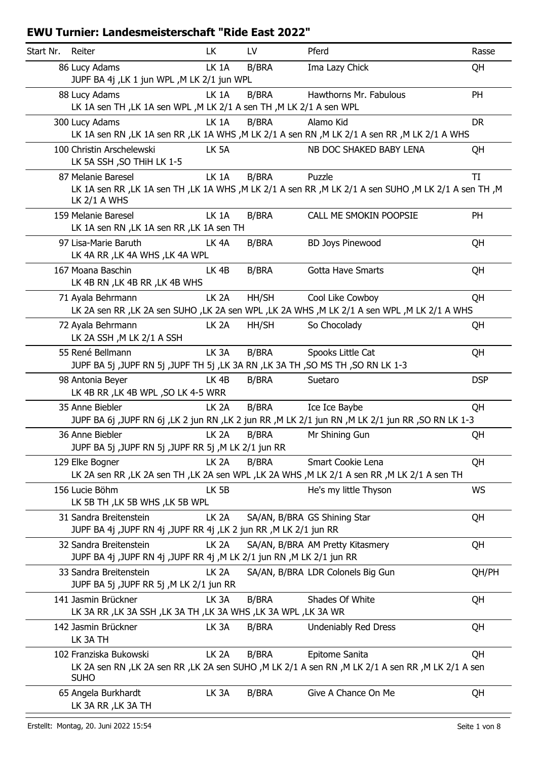## EWU Turnier: Landesmeisterschaft "Ride East 2022"

| Start Nr. | Reiter | LK | LV | Pferd | Rasse |
|---|---|---|---|---|---|
| 86 | Lucy Adams | LK 1A | B/BRA | Ima Lazy Chick | QH |
| | JUPF BA 4j ,LK 1 jun WPL ,M LK 2/1 jun WPL | | | | |
| 88 | Lucy Adams | LK 1A | B/BRA | Hawthorns Mr. Fabulous | PH |
| | LK 1A sen TH ,LK 1A sen WPL ,M LK 2/1 A sen TH ,M LK 2/1 A sen WPL | | | | |
| 300 | Lucy Adams | LK 1A | B/BRA | Alamo Kid | DR |
| | LK 1A sen RN ,LK 1A sen RR ,LK 1A WHS ,M LK 2/1 A sen RN ,M LK 2/1 A sen RR ,M LK 2/1 A WHS | | | | |
| 100 | Christin Arschelewski | LK 5A | | NB DOC SHAKED BABY LENA | QH |
| | LK 5A SSH ,SO THiH LK 1-5 | | | | |
| 87 | Melanie Baresel | LK 1A | B/BRA | Puzzle | TI |
| | LK 1A sen RR ,LK 1A sen TH ,LK 1A WHS ,M LK 2/1 A sen RR ,M LK 2/1 A sen SUHO ,M LK 2/1 A sen TH ,M LK 2/1 A WHS | | | | |
| 159 | Melanie Baresel | LK 1A | B/BRA | CALL ME SMOKIN POOPSIE | PH |
| | LK 1A sen RN ,LK 1A sen RR ,LK 1A sen TH | | | | |
| 97 | Lisa-Marie Baruth | LK 4A | B/BRA | BD Joys Pinewood | QH |
| | LK 4A RR ,LK 4A WHS ,LK 4A WPL | | | | |
| 167 | Moana Baschin | LK 4B | B/BRA | Gotta Have Smarts | QH |
| | LK 4B RN ,LK 4B RR ,LK 4B WHS | | | | |
| 71 | Ayala Behrmann | LK 2A | HH/SH | Cool Like Cowboy | QH |
| | LK 2A sen RR ,LK 2A sen SUHO ,LK 2A sen WPL ,LK 2A WHS ,M LK 2/1 A sen WPL ,M LK 2/1 A WHS | | | | |
| 72 | Ayala Behrmann | LK 2A | HH/SH | So Chocolady | QH |
| | LK 2A SSH ,M LK 2/1 A SSH | | | | |
| 55 | René Bellmann | LK 3A | B/BRA | Spooks Little Cat | QH |
| | JUPF BA 5j ,JUPF RN 5j ,JUPF TH 5j ,LK 3A RN ,LK 3A TH ,SO MS TH ,SO RN LK 1-3 | | | | |
| 98 | Antonia Beyer | LK 4B | B/BRA | Suetaro | DSP |
| | LK 4B RR ,LK 4B WPL ,SO LK 4-5 WRR | | | | |
| 35 | Anne Biebler | LK 2A | B/BRA | Ice Ice Baybe | QH |
| | JUPF BA 6j ,JUPF RN 6j ,LK 2 jun RN ,LK 2 jun RR ,M LK 2/1 jun RN ,M LK 2/1 jun RR ,SO RN LK 1-3 | | | | |
| 36 | Anne Biebler | LK 2A | B/BRA | Mr Shining Gun | QH |
| | JUPF BA 5j ,JUPF RN 5j ,JUPF RR 5j ,M LK 2/1 jun RR | | | | |
| 129 | Elke Bogner | LK 2A | B/BRA | Smart Cookie Lena | QH |
| | LK 2A sen RR ,LK 2A sen TH ,LK 2A sen WPL ,LK 2A WHS ,M LK 2/1 A sen RR ,M LK 2/1 A sen TH | | | | |
| 156 | Lucie Böhm | LK 5B | | He's my little Thyson | WS |
| | LK 5B TH ,LK 5B WHS ,LK 5B WPL | | | | |
| 31 | Sandra Breitenstein | LK 2A | SA/AN, B/BRA | GS Shining Star | QH |
| | JUPF BA 4j ,JUPF RN 4j ,JUPF RR 4j ,LK 2 jun RR ,M LK 2/1 jun RR | | | | |
| 32 | Sandra Breitenstein | LK 2A | SA/AN, B/BRA | AM Pretty Kitasmery | QH |
| | JUPF BA 4j ,JUPF RN 4j ,JUPF RR 4j ,M LK 2/1 jun RN ,M LK 2/1 jun RR | | | | |
| 33 | Sandra Breitenstein | LK 2A | SA/AN, B/BRA | LDR Colonels Big Gun | QH/PH |
| | JUPF BA 5j ,JUPF RR 5j ,M LK 2/1 jun RR | | | | |
| 141 | Jasmin Brückner | LK 3A | B/BRA | Shades Of White | QH |
| | LK 3A RR ,LK 3A SSH ,LK 3A TH ,LK 3A WHS ,LK 3A WPL ,LK 3A WR | | | | |
| 142 | Jasmin Brückner | LK 3A | B/BRA | Undeniably Red Dress | QH |
| | LK 3A TH | | | | |
| 102 | Franziska Bukowski | LK 2A | B/BRA | Epitome Sanita | QH |
| | LK 2A sen RN ,LK 2A sen RR ,LK 2A sen SUHO ,M LK 2/1 A sen RN ,M LK 2/1 A sen RR ,M LK 2/1 A sen SUHO | | | | |
| 65 | Angela Burkhardt | LK 3A | B/BRA | Give A Chance On Me | QH |
| | LK 3A RR ,LK 3A TH | | | | |

Erstellt: Montag, 20. Juni 2022 15:54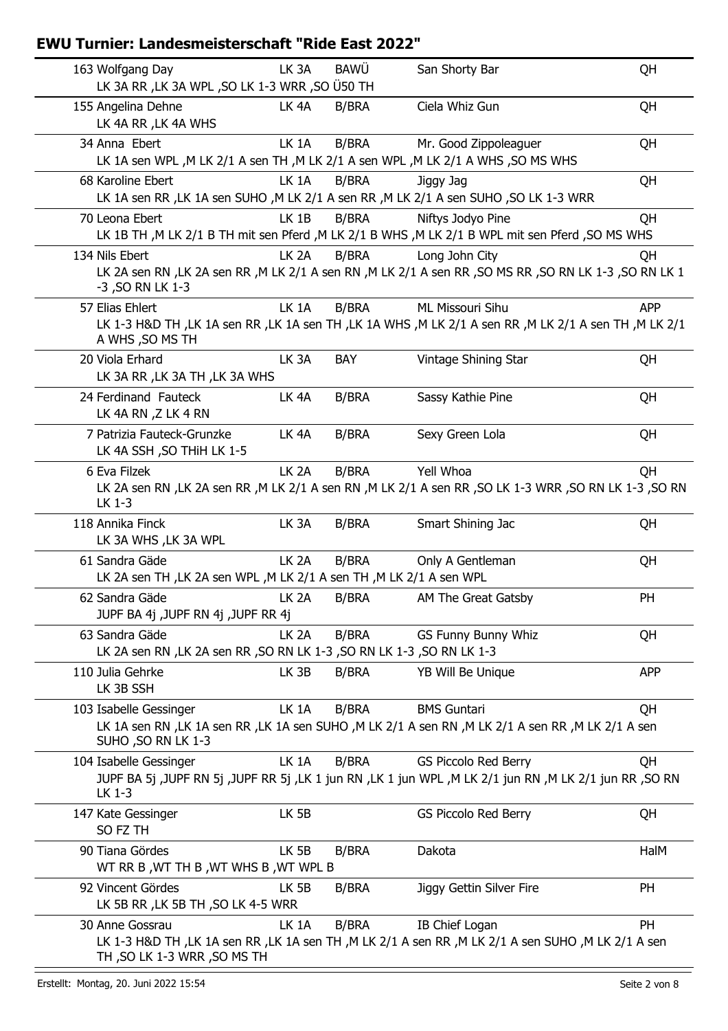## EWU Turnier: Landesmeisterschaft "Ride East 2022"

| Nr. Reiter | LK | LV | Pferd | Rasse |
|---|---|---|---|---|
| 163 Wolfgang Day | LK 3A | BAWÜ | San Shorty Bar | QH |
| LK 3A RR ,LK 3A WPL ,SO LK 1-3 WRR ,SO Ü50 TH | | | | |
| 155 Angelina Dehne | LK 4A | B/BRA | Ciela Whiz Gun | QH |
| LK 4A RR ,LK 4A WHS | | | | |
| 34 Anna Ebert | LK 1A | B/BRA | Mr. Good Zippoleaguer | QH |
| LK 1A sen WPL ,M LK 2/1 A sen TH ,M LK 2/1 A sen WPL ,M LK 2/1 A WHS ,SO MS WHS | | | | |
| 68 Karoline Ebert | LK 1A | B/BRA | Jiggy Jag | QH |
| LK 1A sen RR ,LK 1A sen SUHO ,M LK 2/1 A sen RR ,M LK 2/1 A sen SUHO ,SO LK 1-3 WRR | | | | |
| 70 Leona Ebert | LK 1B | B/BRA | Niftys Jodyo Pine | QH |
| LK 1B TH ,M LK 2/1 B TH mit sen Pferd ,M LK 2/1 B WHS ,M LK 2/1 B WPL mit sen Pferd ,SO MS WHS | | | | |
| 134 Nils Ebert | LK 2A | B/BRA | Long John City | QH |
| LK 2A sen RN ,LK 2A sen RR ,M LK 2/1 A sen RN ,M LK 2/1 A sen RR ,SO MS RR ,SO RN LK 1-3 ,SO RN LK 1-3 ,SO RN LK 1-3 | | | | |
| 57 Elias Ehlert | LK 1A | B/BRA | ML Missouri Sihu | APP |
| LK 1-3 H&D TH ,LK 1A sen RR ,LK 1A sen TH ,LK 1A WHS ,M LK 2/1 A sen RR ,M LK 2/1 A sen TH ,M LK 2/1 A WHS ,SO MS TH | | | | |
| 20 Viola Erhard | LK 3A | BAY | Vintage Shining Star | QH |
| LK 3A RR ,LK 3A TH ,LK 3A WHS | | | | |
| 24 Ferdinand Fauteck | LK 4A | B/BRA | Sassy Kathie Pine | QH |
| LK 4A RN ,Z LK 4 RN | | | | |
| 7 Patrizia Fauteck-Grunzke | LK 4A | B/BRA | Sexy Green Lola | QH |
| LK 4A SSH ,SO THiH LK 1-5 | | | | |
| 6 Eva Filzek | LK 2A | B/BRA | Yell Whoa | QH |
| LK 2A sen RN ,LK 2A sen RR ,M LK 2/1 A sen RN ,M LK 2/1 A sen RR ,SO LK 1-3 WRR ,SO RN LK 1-3 ,SO RN LK 1-3 | | | | |
| 118 Annika Finck | LK 3A | B/BRA | Smart Shining Jac | QH |
| LK 3A WHS ,LK 3A WPL | | | | |
| 61 Sandra Gäde | LK 2A | B/BRA | Only A Gentleman | QH |
| LK 2A sen TH ,LK 2A sen WPL ,M LK 2/1 A sen TH ,M LK 2/1 A sen WPL | | | | |
| 62 Sandra Gäde | LK 2A | B/BRA | AM The Great Gatsby | PH |
| JUPF BA 4j ,JUPF RN 4j ,JUPF RR 4j | | | | |
| 63 Sandra Gäde | LK 2A | B/BRA | GS Funny Bunny Whiz | QH |
| LK 2A sen RN ,LK 2A sen RR ,SO RN LK 1-3 ,SO RN LK 1-3 ,SO RN LK 1-3 | | | | |
| 110 Julia Gehrke | LK 3B | B/BRA | YB Will Be Unique | APP |
| LK 3B SSH | | | | |
| 103 Isabelle Gessinger | LK 1A | B/BRA | BMS Guntari | QH |
| LK 1A sen RN ,LK 1A sen RR ,LK 1A sen SUHO ,M LK 2/1 A sen RN ,M LK 2/1 A sen RR ,M LK 2/1 A sen SUHO ,SO RN LK 1-3 | | | | |
| 104 Isabelle Gessinger | LK 1A | B/BRA | GS Piccolo Red Berry | QH |
| JUPF BA 5j ,JUPF RN 5j ,JUPF RR 5j ,LK 1 jun RN ,LK 1 jun WPL ,M LK 2/1 jun RN ,M LK 2/1 jun RR ,SO RN LK 1-3 | | | | |
| 147 Kate Gessinger | LK 5B | | GS Piccolo Red Berry | QH |
| SO FZ TH | | | | |
| 90 Tiana Gördes | LK 5B | B/BRA | Dakota | HalM |
| WT RR B ,WT TH B ,WT WHS B ,WT WPL B | | | | |
| 92 Vincent Gördes | LK 5B | B/BRA | Jiggy Gettin Silver Fire | PH |
| LK 5B RR ,LK 5B TH ,SO LK 4-5 WRR | | | | |
| 30 Anne Gossrau | LK 1A | B/BRA | IB Chief Logan | PH |
| LK 1-3 H&D TH ,LK 1A sen RR ,LK 1A sen TH ,M LK 2/1 A sen RR ,M LK 2/1 A sen SUHO ,M LK 2/1 A sen TH ,SO LK 1-3 WRR ,SO MS TH | | | | |

Erstellt: Montag, 20. Juni 2022 15:54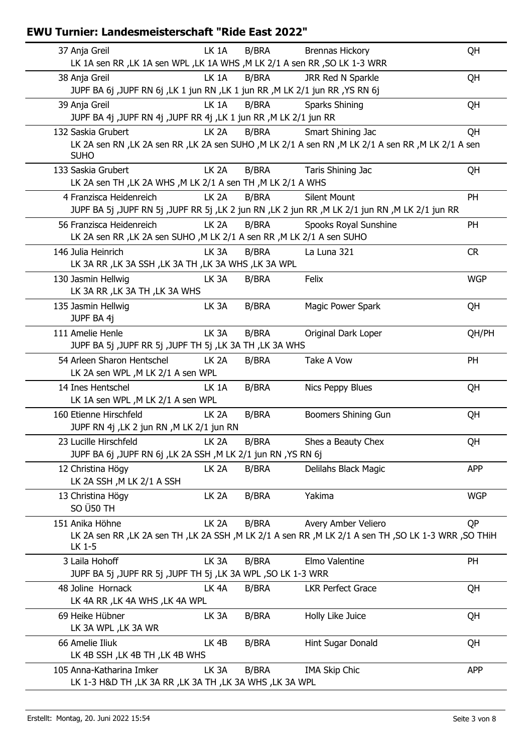## EWU Turnier: Landesmeisterschaft "Ride East 2022"

| Nr. | Reiter | LK | Region | Pferd | Rasse |
|---|---|---|---|---|---|
| 37 | Anja Greil | LK 1A | B/BRA | Brennas Hickory | QH |
| | LK 1A sen RR ,LK 1A sen WPL ,LK 1A WHS ,M LK 2/1 A sen RR ,SO LK 1-3 WRR | | | | |
| 38 | Anja Greil | LK 1A | B/BRA | JRR Red N Sparkle | QH |
| | JUPF BA 6j ,JUPF RN 6j ,LK 1 jun RN ,LK 1 jun RR ,M LK 2/1 jun RR ,YS RN 6j | | | | |
| 39 | Anja Greil | LK 1A | B/BRA | Sparks Shining | QH |
| | JUPF BA 4j ,JUPF RN 4j ,JUPF RR 4j ,LK 1 jun RR ,M LK 2/1 jun RR | | | | |
| 132 | Saskia Grubert | LK 2A | B/BRA | Smart Shining Jac | QH |
| | LK 2A sen RN ,LK 2A sen RR ,LK 2A sen SUHO ,M LK 2/1 A sen RN ,M LK 2/1 A sen RR ,M LK 2/1 A sen SUHO | | | | |
| 133 | Saskia Grubert | LK 2A | B/BRA | Taris Shining Jac | QH |
| | LK 2A sen TH ,LK 2A WHS ,M LK 2/1 A sen TH ,M LK 2/1 A WHS | | | | |
| 4 | Franzisca Heidenreich | LK 2A | B/BRA | Silent Mount | PH |
| | JUPF BA 5j ,JUPF RN 5j ,JUPF RR 5j ,LK 2 jun RN ,LK 2 jun RR ,M LK 2/1 jun RN ,M LK 2/1 jun RR | | | | |
| 56 | Franzisca Heidenreich | LK 2A | B/BRA | Spooks Royal Sunshine | PH |
| | LK 2A sen RR ,LK 2A sen SUHO ,M LK 2/1 A sen RR ,M LK 2/1 A sen SUHO | | | | |
| 146 | Julia Heinrich | LK 3A | B/BRA | La Luna 321 | CR |
| | LK 3A RR ,LK 3A SSH ,LK 3A TH ,LK 3A WHS ,LK 3A WPL | | | | |
| 130 | Jasmin Hellwig | LK 3A | B/BRA | Felix | WGP |
| | LK 3A RR ,LK 3A TH ,LK 3A WHS | | | | |
| 135 | Jasmin Hellwig | LK 3A | B/BRA | Magic Power Spark | QH |
| | JUPF BA 4j | | | | |
| 111 | Amelie Henle | LK 3A | B/BRA | Original Dark Loper | QH/PH |
| | JUPF BA 5j ,JUPF RR 5j ,JUPF TH 5j ,LK 3A TH ,LK 3A WHS | | | | |
| 54 | Arleen Sharon Hentschel | LK 2A | B/BRA | Take A Vow | PH |
| | LK 2A sen WPL ,M LK 2/1 A sen WPL | | | | |
| 14 | Ines Hentschel | LK 1A | B/BRA | Nics Peppy Blues | QH |
| | LK 1A sen WPL ,M LK 2/1 A sen WPL | | | | |
| 160 | Etienne Hirschfeld | LK 2A | B/BRA | Boomers Shining Gun | QH |
| | JUPF RN 4j ,LK 2 jun RN ,M LK 2/1 jun RN | | | | |
| 23 | Lucille Hirschfeld | LK 2A | B/BRA | Shes a Beauty Chex | QH |
| | JUPF BA 6j ,JUPF RN 6j ,LK 2A SSH ,M LK 2/1 jun RN ,YS RN 6j | | | | |
| 12 | Christina Högy | LK 2A | B/BRA | Delilahs Black Magic | APP |
| | LK 2A SSH ,M LK 2/1 A SSH | | | | |
| 13 | Christina Högy | LK 2A | B/BRA | Yakima | WGP |
| | SO Ü50 TH | | | | |
| 151 | Anika Höhne | LK 2A | B/BRA | Avery Amber Veliero | QP |
| | LK 2A sen RR ,LK 2A sen TH ,LK 2A SSH ,M LK 2/1 A sen RR ,M LK 2/1 A sen TH ,SO LK 1-3 WRR ,SO THiH LK 1-5 | | | | |
| 3 | Laila Hohoff | LK 3A | B/BRA | Elmo Valentine | PH |
| | JUPF BA 5j ,JUPF RR 5j ,JUPF TH 5j ,LK 3A WPL ,SO LK 1-3 WRR | | | | |
| 48 | Joline Hornack | LK 4A | B/BRA | LKR Perfect Grace | QH |
| | LK 4A RR ,LK 4A WHS ,LK 4A WPL | | | | |
| 69 | Heike Hübner | LK 3A | B/BRA | Holly Like Juice | QH |
| | LK 3A WPL ,LK 3A WR | | | | |
| 66 | Amelie Iliuk | LK 4B | B/BRA | Hint Sugar Donald | QH |
| | LK 4B SSH ,LK 4B TH ,LK 4B WHS | | | | |
| 105 | Anna-Katharina Imker | LK 3A | B/BRA | IMA Skip Chic | APP |
| | LK 1-3 H&D TH ,LK 3A RR ,LK 3A TH ,LK 3A WHS ,LK 3A WPL | | | | |

Erstellt: Montag, 20. Juni 2022 15:54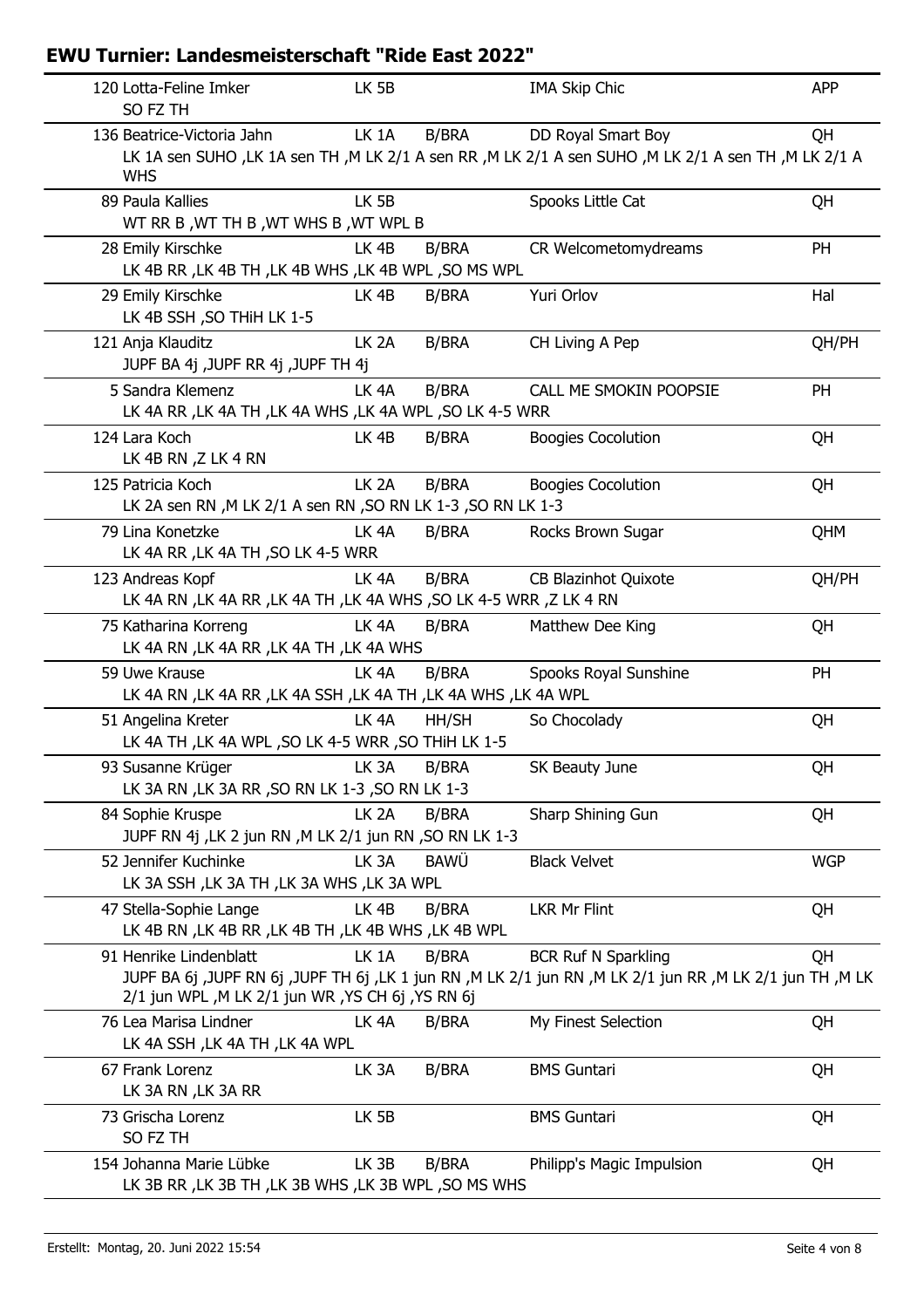## EWU Turnier: Landesmeisterschaft "Ride East 2022"

| Nr. / Reiter / Prüfungen | LK | Verband | Pferd | Rasse |
|---|---|---|---|---|
| 120 Lotta-Feline Imker<br>SO FZ TH | LK 5B | | IMA Skip Chic | APP |
| 136 Beatrice-Victoria Jahn<br>LK 1A sen SUHO ,LK 1A sen TH ,M LK 2/1 A sen RR ,M LK 2/1 A sen SUHO ,M LK 2/1 A sen TH ,M LK 2/1 A WHS | LK 1A | B/BRA | DD Royal Smart Boy | QH |
| 89 Paula Kallies<br>WT RR B ,WT TH B ,WT WHS B ,WT WPL B | LK 5B | | Spooks Little Cat | QH |
| 28 Emily Kirschke<br>LK 4B RR ,LK 4B TH ,LK 4B WHS ,LK 4B WPL ,SO MS WPL | LK 4B | B/BRA | CR Welcometomydreams | PH |
| 29 Emily Kirschke<br>LK 4B SSH ,SO THiH LK 1-5 | LK 4B | B/BRA | Yuri Orlov | Hal |
| 121 Anja Klauditz<br>JUPF BA 4j ,JUPF RR 4j ,JUPF TH 4j | LK 2A | B/BRA | CH Living A Pep | QH/PH |
| 5 Sandra Klemenz<br>LK 4A RR ,LK 4A TH ,LK 4A WHS ,LK 4A WPL ,SO LK 4-5 WRR | LK 4A | B/BRA | CALL ME SMOKIN POOPSIE | PH |
| 124 Lara Koch<br>LK 4B RN ,Z LK 4 RN | LK 4B | B/BRA | Boogies Cocolution | QH |
| 125 Patricia Koch<br>LK 2A sen RN ,M LK 2/1 A sen RN ,SO RN LK 1-3 ,SO RN LK 1-3 | LK 2A | B/BRA | Boogies Cocolution | QH |
| 79 Lina Konetzke<br>LK 4A RR ,LK 4A TH ,SO LK 4-5 WRR | LK 4A | B/BRA | Rocks Brown Sugar | QHM |
| 123 Andreas Kopf<br>LK 4A RN ,LK 4A RR ,LK 4A TH ,LK 4A WHS ,SO LK 4-5 WRR ,Z LK 4 RN | LK 4A | B/BRA | CB Blazinhot Quixote | QH/PH |
| 75 Katharina Korreng<br>LK 4A RN ,LK 4A RR ,LK 4A TH ,LK 4A WHS | LK 4A | B/BRA | Matthew Dee King | QH |
| 59 Uwe Krause<br>LK 4A RN ,LK 4A RR ,LK 4A SSH ,LK 4A TH ,LK 4A WHS ,LK 4A WPL | LK 4A | B/BRA | Spooks Royal Sunshine | PH |
| 51 Angelina Kreter<br>LK 4A TH ,LK 4A WPL ,SO LK 4-5 WRR ,SO THiH LK 1-5 | LK 4A | HH/SH | So Chocolady | QH |
| 93 Susanne Krüger<br>LK 3A RN ,LK 3A RR ,SO RN LK 1-3 ,SO RN LK 1-3 | LK 3A | B/BRA | SK Beauty June | QH |
| 84 Sophie Kruspe<br>JUPF RN 4j ,LK 2 jun RN ,M LK 2/1 jun RN ,SO RN LK 1-3 | LK 2A | B/BRA | Sharp Shining Gun | QH |
| 52 Jennifer Kuchinke<br>LK 3A SSH ,LK 3A TH ,LK 3A WHS ,LK 3A WPL | LK 3A | BAWÜ | Black Velvet | WGP |
| 47 Stella-Sophie Lange<br>LK 4B RN ,LK 4B RR ,LK 4B TH ,LK 4B WHS ,LK 4B WPL | LK 4B | B/BRA | LKR Mr Flint | QH |
| 91 Henrike Lindenblatt<br>JUPF BA 6j ,JUPF RN 6j ,JUPF TH 6j ,LK 1 jun RN ,M LK 2/1 jun RN ,M LK 2/1 jun RR ,M LK 2/1 jun TH ,M LK 2/1 jun WPL ,M LK 2/1 jun WR ,YS CH 6j ,YS RN 6j | LK 1A | B/BRA | BCR Ruf N Sparkling | QH |
| 76 Lea Marisa Lindner<br>LK 4A SSH ,LK 4A TH ,LK 4A WPL | LK 4A | B/BRA | My Finest Selection | QH |
| 67 Frank Lorenz<br>LK 3A RN ,LK 3A RR | LK 3A | B/BRA | BMS Guntari | QH |
| 73 Grischa Lorenz<br>SO FZ TH | LK 5B | | BMS Guntari | QH |
| 154 Johanna Marie Lübke<br>LK 3B RR ,LK 3B TH ,LK 3B WHS ,LK 3B WPL ,SO MS WHS | LK 3B | B/BRA | Philipp's Magic Impulsion | QH |

Erstellt: Montag, 20. Juni 2022 15:54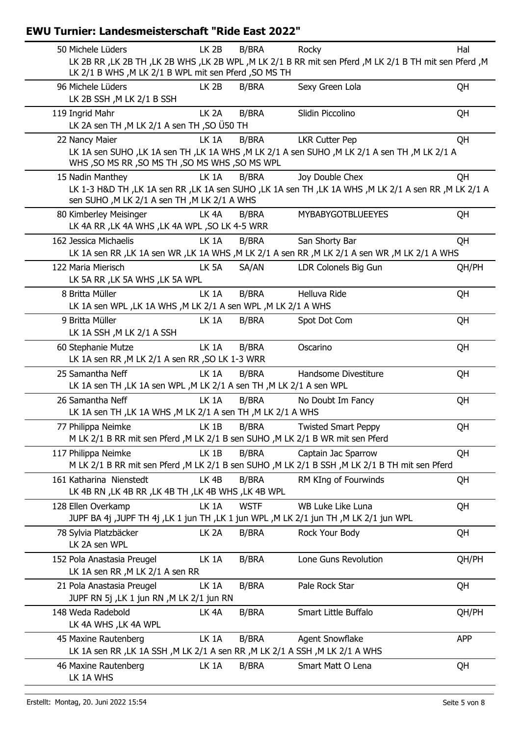## EWU Turnier: Landesmeisterschaft "Ride East 2022"

| Nr. | Reiter | LK | Verband | Pferd | Rasse |
|---|---|---|---|---|---|
| 50 | Michele Lüders | LK 2B | B/BRA | Rocky | Hal |
| | LK 2B RR ,LK 2B TH ,LK 2B WHS ,LK 2B WPL ,M LK 2/1 B RR mit sen Pferd ,M LK 2/1 B TH mit sen Pferd ,M LK 2/1 B WHS ,M LK 2/1 B WPL mit sen Pferd ,SO MS TH | | | | |
| 96 | Michele Lüders | LK 2B | B/BRA | Sexy Green Lola | QH |
| | LK 2B SSH ,M LK 2/1 B SSH | | | | |
| 119 | Ingrid Mahr | LK 2A | B/BRA | Slidin Piccolino | QH |
| | LK 2A sen TH ,M LK 2/1 A sen TH ,SO Ü50 TH | | | | |
| 22 | Nancy Maier | LK 1A | B/BRA | LKR Cutter Pep | QH |
| | LK 1A sen SUHO ,LK 1A sen TH ,LK 1A WHS ,M LK 2/1 A sen SUHO ,M LK 2/1 A sen TH ,M LK 2/1 A WHS ,SO MS RR ,SO MS TH ,SO MS WHS ,SO MS WPL | | | | |
| 15 | Nadin Manthey | LK 1A | B/BRA | Joy Double Chex | QH |
| | LK 1-3 H&D TH ,LK 1A sen RR ,LK 1A sen SUHO ,LK 1A sen TH ,LK 1A WHS ,M LK 2/1 A sen RR ,M LK 2/1 A sen SUHO ,M LK 2/1 A sen TH ,M LK 2/1 A WHS | | | | |
| 80 | Kimberley Meisinger | LK 4A | B/BRA | MYBABYGOTBLUEEYES | QH |
| | LK 4A RR ,LK 4A WHS ,LK 4A WPL ,SO LK 4-5 WRR | | | | |
| 162 | Jessica Michaelis | LK 1A | B/BRA | San Shorty Bar | QH |
| | LK 1A sen RR ,LK 1A sen WR ,LK 1A WHS ,M LK 2/1 A sen RR ,M LK 2/1 A sen WR ,M LK 2/1 A WHS | | | | |
| 122 | Maria Mierisch | LK 5A | SA/AN | LDR Colonels Big Gun | QH/PH |
| | LK 5A RR ,LK 5A WHS ,LK 5A WPL | | | | |
| 8 | Britta Müller | LK 1A | B/BRA | Helluva Ride | QH |
| | LK 1A sen WPL ,LK 1A WHS ,M LK 2/1 A sen WPL ,M LK 2/1 A WHS | | | | |
| 9 | Britta Müller | LK 1A | B/BRA | Spot Dot Com | QH |
| | LK 1A SSH ,M LK 2/1 A SSH | | | | |
| 60 | Stephanie Mutze | LK 1A | B/BRA | Oscarino | QH |
| | LK 1A sen RR ,M LK 2/1 A sen RR ,SO LK 1-3 WRR | | | | |
| 25 | Samantha Neff | LK 1A | B/BRA | Handsome Divestiture | QH |
| | LK 1A sen TH ,LK 1A sen WPL ,M LK 2/1 A sen TH ,M LK 2/1 A sen WPL | | | | |
| 26 | Samantha Neff | LK 1A | B/BRA | No Doubt Im Fancy | QH |
| | LK 1A sen TH ,LK 1A WHS ,M LK 2/1 A sen TH ,M LK 2/1 A WHS | | | | |
| 77 | Philippa Neimke | LK 1B | B/BRA | Twisted Smart Peppy | QH |
| | M LK 2/1 B RR mit sen Pferd ,M LK 2/1 B sen SUHO ,M LK 2/1 B WR mit sen Pferd | | | | |
| 117 | Philippa Neimke | LK 1B | B/BRA | Captain Jac Sparrow | QH |
| | M LK 2/1 B RR mit sen Pferd ,M LK 2/1 B sen SUHO ,M LK 2/1 B SSH ,M LK 2/1 B TH mit sen Pferd | | | | |
| 161 | Katharina Nienstedt | LK 4B | B/BRA | RM KIng of Fourwinds | QH |
| | LK 4B RN ,LK 4B RR ,LK 4B TH ,LK 4B WHS ,LK 4B WPL | | | | |
| 128 | Ellen Overkamp | LK 1A | WSTF | WB Luke Like Luna | QH |
| | JUPF BA 4j ,JUPF TH 4j ,LK 1 jun TH ,LK 1 jun WPL ,M LK 2/1 jun TH ,M LK 2/1 jun WPL | | | | |
| 78 | Sylvia Platzbäcker | LK 2A | B/BRA | Rock Your Body | QH |
| | LK 2A sen WPL | | | | |
| 152 | Pola Anastasia Preugel | LK 1A | B/BRA | Lone Guns Revolution | QH/PH |
| | LK 1A sen RR ,M LK 2/1 A sen RR | | | | |
| 21 | Pola Anastasia Preugel | LK 1A | B/BRA | Pale Rock Star | QH |
| | JUPF RN 5j ,LK 1 jun RN ,M LK 2/1 jun RN | | | | |
| 148 | Weda Radebold | LK 4A | B/BRA | Smart Little Buffalo | QH/PH |
| | LK 4A WHS ,LK 4A WPL | | | | |
| 45 | Maxine Rautenberg | LK 1A | B/BRA | Agent Snowflake | APP |
| | LK 1A sen RR ,LK 1A SSH ,M LK 2/1 A sen RR ,M LK 2/1 A SSH ,M LK 2/1 A WHS | | | | |
| 46 | Maxine Rautenberg | LK 1A | B/BRA | Smart Matt O Lena | QH |
| | LK 1A WHS | | | | |

Erstellt: Montag, 20. Juni 2022 15:54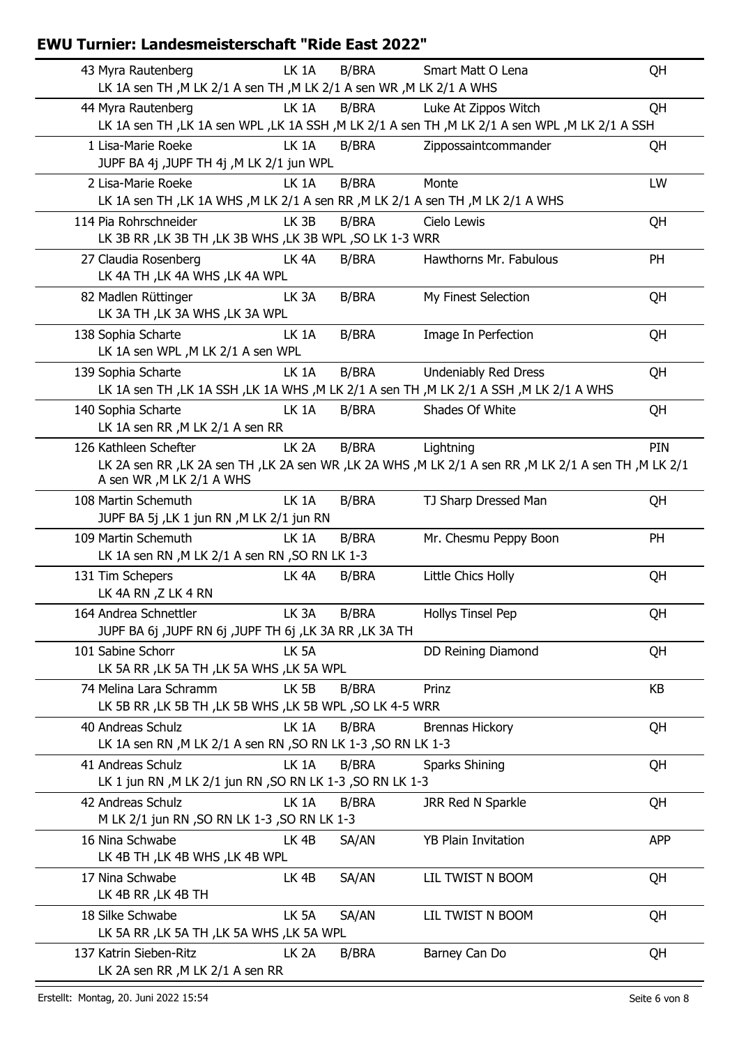## EWU Turnier: Landesmeisterschaft "Ride East 2022"

| Nr. / Reiter | LK | Verband | Pferd | Rasse |
|---|---|---|---|---|
| 43 Myra Rautenberg | LK 1A | B/BRA | Smart Matt O Lena | QH |
| LK 1A sen TH ,M LK 2/1 A sen TH ,M LK 2/1 A sen WR ,M LK 2/1 A WHS | | | | |
| 44 Myra Rautenberg | LK 1A | B/BRA | Luke At Zippos Witch | QH |
| LK 1A sen TH ,LK 1A sen WPL ,LK 1A SSH ,M LK 2/1 A sen TH ,M LK 2/1 A sen WPL ,M LK 2/1 A SSH | | | | |
| 1 Lisa-Marie Roeke | LK 1A | B/BRA | Zippossaintcommander | QH |
| JUPF BA 4j ,JUPF TH 4j ,M LK 2/1 jun WPL | | | | |
| 2 Lisa-Marie Roeke | LK 1A | B/BRA | Monte | LW |
| LK 1A sen TH ,LK 1A WHS ,M LK 2/1 A sen RR ,M LK 2/1 A sen TH ,M LK 2/1 A WHS | | | | |
| 114 Pia Rohrschneider | LK 3B | B/BRA | Cielo Lewis | QH |
| LK 3B RR ,LK 3B TH ,LK 3B WHS ,LK 3B WPL ,SO LK 1-3 WRR | | | | |
| 27 Claudia Rosenberg | LK 4A | B/BRA | Hawthorns Mr. Fabulous | PH |
| LK 4A TH ,LK 4A WHS ,LK 4A WPL | | | | |
| 82 Madlen Rüttinger | LK 3A | B/BRA | My Finest Selection | QH |
| LK 3A TH ,LK 3A WHS ,LK 3A WPL | | | | |
| 138 Sophia Scharte | LK 1A | B/BRA | Image In Perfection | QH |
| LK 1A sen WPL ,M LK 2/1 A sen WPL | | | | |
| 139 Sophia Scharte | LK 1A | B/BRA | Undeniably Red Dress | QH |
| LK 1A sen TH ,LK 1A SSH ,LK 1A WHS ,M LK 2/1 A sen TH ,M LK 2/1 A SSH ,M LK 2/1 A WHS | | | | |
| 140 Sophia Scharte | LK 1A | B/BRA | Shades Of White | QH |
| LK 1A sen RR ,M LK 2/1 A sen RR | | | | |
| 126 Kathleen Schefter | LK 2A | B/BRA | Lightning | PIN |
| LK 2A sen RR ,LK 2A sen TH ,LK 2A sen WR ,LK 2A WHS ,M LK 2/1 A sen RR ,M LK 2/1 A sen TH ,M LK 2/1 A sen WR ,M LK 2/1 A WHS | | | | |
| 108 Martin Schemuth | LK 1A | B/BRA | TJ Sharp Dressed Man | QH |
| JUPF BA 5j ,LK 1 jun RN ,M LK 2/1 jun RN | | | | |
| 109 Martin Schemuth | LK 1A | B/BRA | Mr. Chesmu Peppy Boon | PH |
| LK 1A sen RN ,M LK 2/1 A sen RN ,SO RN LK 1-3 | | | | |
| 131 Tim Schepers | LK 4A | B/BRA | Little Chics Holly | QH |
| LK 4A RN ,Z LK 4 RN | | | | |
| 164 Andrea Schnettler | LK 3A | B/BRA | Hollys Tinsel Pep | QH |
| JUPF BA 6j ,JUPF RN 6j ,JUPF TH 6j ,LK 3A RR ,LK 3A TH | | | | |
| 101 Sabine Schorr | LK 5A | | DD Reining Diamond | QH |
| LK 5A RR ,LK 5A TH ,LK 5A WHS ,LK 5A WPL | | | | |
| 74 Melina Lara Schramm | LK 5B | B/BRA | Prinz | KB |
| LK 5B RR ,LK 5B TH ,LK 5B WHS ,LK 5B WPL ,SO LK 4-5 WRR | | | | |
| 40 Andreas Schulz | LK 1A | B/BRA | Brennas Hickory | QH |
| LK 1A sen RN ,M LK 2/1 A sen RN ,SO RN LK 1-3 ,SO RN LK 1-3 | | | | |
| 41 Andreas Schulz | LK 1A | B/BRA | Sparks Shining | QH |
| LK 1 jun RN ,M LK 2/1 jun RN ,SO RN LK 1-3 ,SO RN LK 1-3 | | | | |
| 42 Andreas Schulz | LK 1A | B/BRA | JRR Red N Sparkle | QH |
| M LK 2/1 jun RN ,SO RN LK 1-3 ,SO RN LK 1-3 | | | | |
| 16 Nina Schwabe | LK 4B | SA/AN | YB Plain Invitation | APP |
| LK 4B TH ,LK 4B WHS ,LK 4B WPL | | | | |
| 17 Nina Schwabe | LK 4B | SA/AN | LIL TWIST N BOOM | QH |
| LK 4B RR ,LK 4B TH | | | | |
| 18 Silke Schwabe | LK 5A | SA/AN | LIL TWIST N BOOM | QH |
| LK 5A RR ,LK 5A TH ,LK 5A WHS ,LK 5A WPL | | | | |
| 137 Katrin Sieben-Ritz | LK 2A | B/BRA | Barney Can Do | QH |
| LK 2A sen RR ,M LK 2/1 A sen RR | | | | |

Erstellt: Montag, 20. Juni 2022 15:54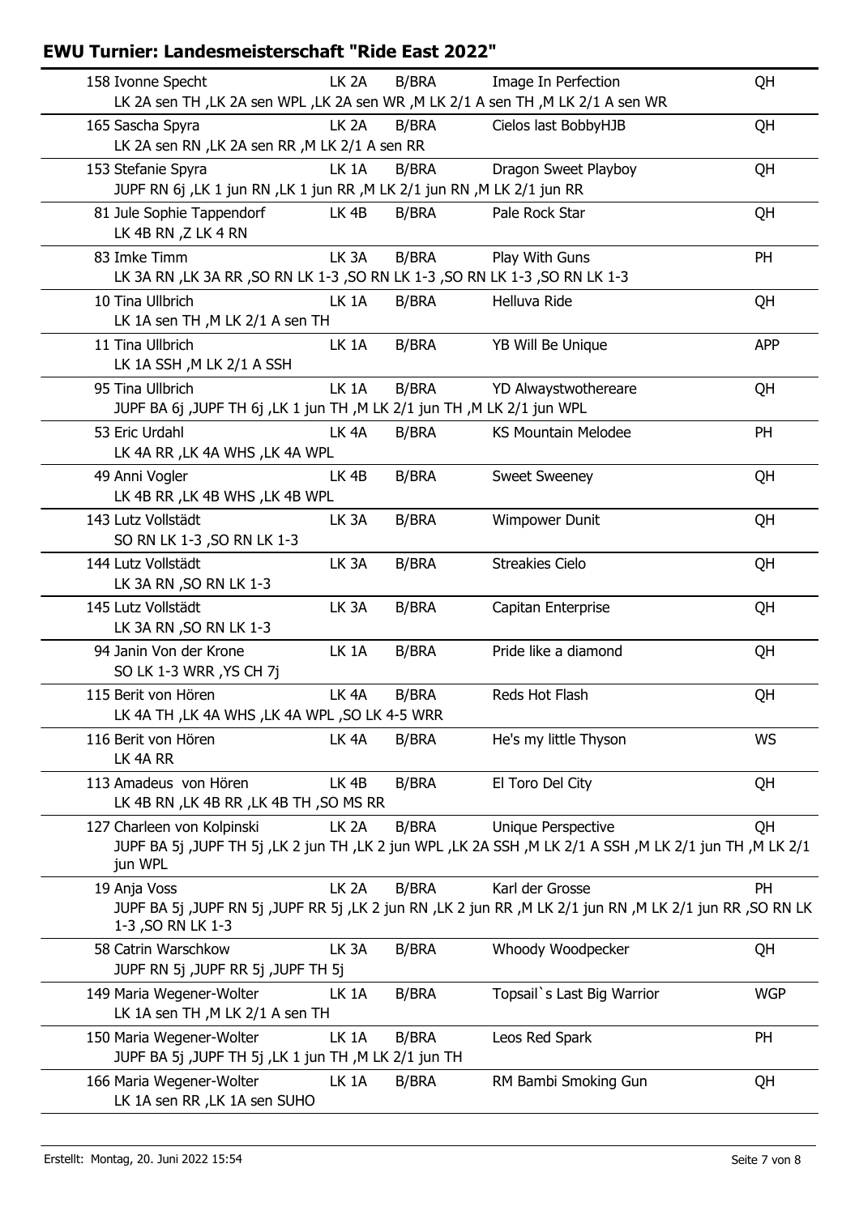## EWU Turnier: Landesmeisterschaft "Ride East 2022"

| Nr. / Reiter | LK | Verband | Pferd | Rasse |
|---|---|---|---|---|
| 158 Ivonne Specht | LK 2A | B/BRA | Image In Perfection | QH |
| LK 2A sen TH ,LK 2A sen WPL ,LK 2A sen WR ,M LK 2/1 A sen TH ,M LK 2/1 A sen WR | | | | |
| 165 Sascha Spyra | LK 2A | B/BRA | Cielos last BobbyHJB | QH |
| LK 2A sen RN ,LK 2A sen RR ,M LK 2/1 A sen RR | | | | |
| 153 Stefanie Spyra | LK 1A | B/BRA | Dragon Sweet Playboy | QH |
| JUPF RN 6j ,LK 1 jun RN ,LK 1 jun RR ,M LK 2/1 jun RN ,M LK 2/1 jun RR | | | | |
| 81 Jule Sophie Tappendorf | LK 4B | B/BRA | Pale Rock Star | QH |
| LK 4B RN ,Z LK 4 RN | | | | |
| 83 Imke Timm | LK 3A | B/BRA | Play With Guns | PH |
| LK 3A RN ,LK 3A RR ,SO RN LK 1-3 ,SO RN LK 1-3 ,SO RN LK 1-3 ,SO RN LK 1-3 | | | | |
| 10 Tina Ullbrich | LK 1A | B/BRA | Helluva Ride | QH |
| LK 1A sen TH ,M LK 2/1 A sen TH | | | | |
| 11 Tina Ullbrich | LK 1A | B/BRA | YB Will Be Unique | APP |
| LK 1A SSH ,M LK 2/1 A SSH | | | | |
| 95 Tina Ullbrich | LK 1A | B/BRA | YD Alwaystwothereare | QH |
| JUPF BA 6j ,JUPF TH 6j ,LK 1 jun TH ,M LK 2/1 jun TH ,M LK 2/1 jun WPL | | | | |
| 53 Eric Urdahl | LK 4A | B/BRA | KS Mountain Melodee | PH |
| LK 4A RR ,LK 4A WHS ,LK 4A WPL | | | | |
| 49 Anni Vogler | LK 4B | B/BRA | Sweet Sweeney | QH |
| LK 4B RR ,LK 4B WHS ,LK 4B WPL | | | | |
| 143 Lutz Vollstädt | LK 3A | B/BRA | Wimpower Dunit | QH |
| SO RN LK 1-3 ,SO RN LK 1-3 | | | | |
| 144 Lutz Vollstädt | LK 3A | B/BRA | Streakies Cielo | QH |
| LK 3A RN ,SO RN LK 1-3 | | | | |
| 145 Lutz Vollstädt | LK 3A | B/BRA | Capitan Enterprise | QH |
| LK 3A RN ,SO RN LK 1-3 | | | | |
| 94 Janin Von der Krone | LK 1A | B/BRA | Pride like a diamond | QH |
| SO LK 1-3 WRR ,YS CH 7j | | | | |
| 115 Berit von Hören | LK 4A | B/BRA | Reds Hot Flash | QH |
| LK 4A TH ,LK 4A WHS ,LK 4A WPL ,SO LK 4-5 WRR | | | | |
| 116 Berit von Hören | LK 4A | B/BRA | He's my little Thyson | WS |
| LK 4A RR | | | | |
| 113 Amadeus von Hören | LK 4B | B/BRA | El Toro Del City | QH |
| LK 4B RN ,LK 4B RR ,LK 4B TH ,SO MS RR | | | | |
| 127 Charleen von Kolpinski | LK 2A | B/BRA | Unique Perspective | QH |
| JUPF BA 5j ,JUPF TH 5j ,LK 2 jun TH ,LK 2 jun WPL ,LK 2A SSH ,M LK 2/1 A SSH ,M LK 2/1 jun TH ,M LK 2/1 jun WPL | | | | |
| 19 Anja Voss | LK 2A | B/BRA | Karl der Grosse | PH |
| JUPF BA 5j ,JUPF RN 5j ,JUPF RR 5j ,LK 2 jun RN ,LK 2 jun RR ,M LK 2/1 jun RN ,M LK 2/1 jun RR ,SO RN LK 1-3 ,SO RN LK 1-3 | | | | |
| 58 Catrin Warschkow | LK 3A | B/BRA | Whoody Woodpecker | QH |
| JUPF RN 5j ,JUPF RR 5j ,JUPF TH 5j | | | | |
| 149 Maria Wegener-Wolter | LK 1A | B/BRA | Topsail`s Last Big Warrior | WGP |
| LK 1A sen TH ,M LK 2/1 A sen TH | | | | |
| 150 Maria Wegener-Wolter | LK 1A | B/BRA | Leos Red Spark | PH |
| JUPF BA 5j ,JUPF TH 5j ,LK 1 jun TH ,M LK 2/1 jun TH | | | | |
| 166 Maria Wegener-Wolter | LK 1A | B/BRA | RM Bambi Smoking Gun | QH |
| LK 1A sen RR ,LK 1A sen SUHO | | | | |

Erstellt: Montag, 20. Juni 2022 15:54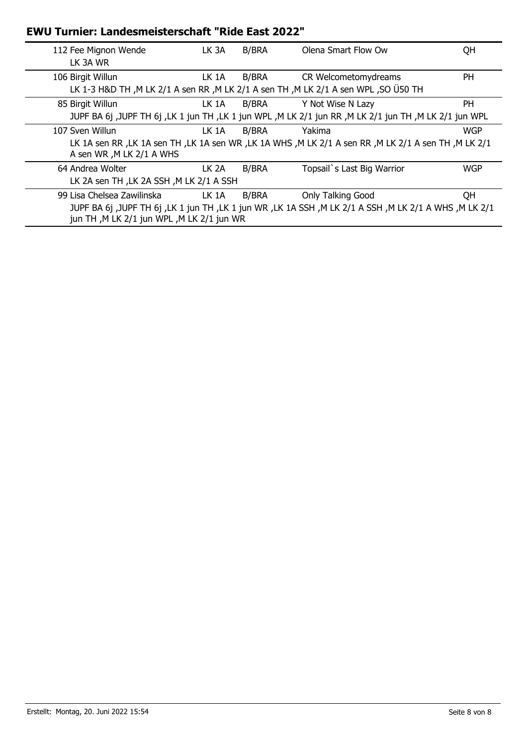## EWU Turnier: Landesmeisterschaft "Ride East 2022"

| | | | | |
|---|---|---|---|---|
| 112 Fee Mignon Wende | LK 3A | B/BRA | Olena Smart Flow Ow | QH |
| LK 3A WR | | | | |
| 106 Birgit Willun | LK 1A | B/BRA | CR Welcometomydreams | PH |
| LK 1-3 H&D TH ,M LK 2/1 A sen RR ,M LK 2/1 A sen TH ,M LK 2/1 A sen WPL ,SO Ü50 TH | | | | |
| 85 Birgit Willun | LK 1A | B/BRA | Y Not Wise N Lazy | PH |
| JUPF BA 6j ,JUPF TH 6j ,LK 1 jun TH ,LK 1 jun WPL ,M LK 2/1 jun RR ,M LK 2/1 jun TH ,M LK 2/1 jun WPL | | | | |
| 107 Sven Willun | LK 1A | B/BRA | Yakima | WGP |
| LK 1A sen RR ,LK 1A sen TH ,LK 1A sen WR ,LK 1A WHS ,M LK 2/1 A sen RR ,M LK 2/1 A sen TH ,M LK 2/1 A sen WR ,M LK 2/1 A WHS | | | | |
| 64 Andrea Wolter | LK 2A | B/BRA | Topsail`s Last Big Warrior | WGP |
| LK 2A sen TH ,LK 2A SSH ,M LK 2/1 A SSH | | | | |
| 99 Lisa Chelsea Zawilinska | LK 1A | B/BRA | Only Talking Good | QH |
| JUPF BA 6j ,JUPF TH 6j ,LK 1 jun TH ,LK 1 jun WR ,LK 1A SSH ,M LK 2/1 A SSH ,M LK 2/1 A WHS ,M LK 2/1 jun TH ,M LK 2/1 jun WPL ,M LK 2/1 jun WR | | | | |

Erstellt: Montag, 20. Juni 2022 15:54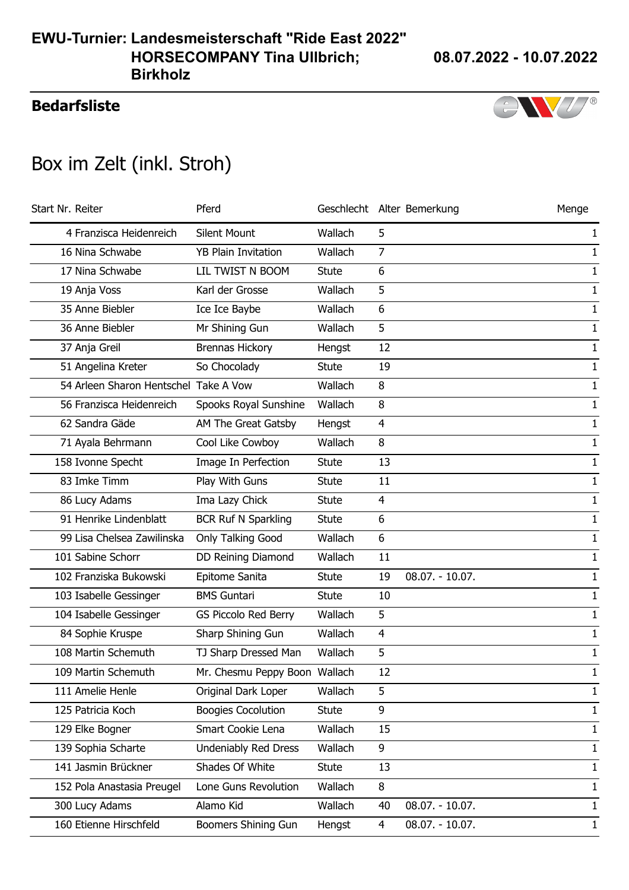# EWU-Turnier: Landesmeisterschaft "Ride East 2022" HORSECOMPANY Tina Ullbrich; Birkholz

**08.07.2022 - 10.07.2022**

## Bedarfsliste

# Box im Zelt (inkl. Stroh)

| Start Nr. | Reiter | Pferd | Geschlecht | Alter | Bemerkung | Menge |
|---|---|---|---|---|---|---|
| 4 | Franzisca Heidenreich | Silent Mount | Wallach | 5 | | 1 |
| 16 | Nina Schwabe | YB Plain Invitation | Wallach | 7 | | 1 |
| 17 | Nina Schwabe | LIL TWIST N BOOM | Stute | 6 | | 1 |
| 19 | Anja Voss | Karl der Grosse | Wallach | 5 | | 1 |
| 35 | Anne Biebler | Ice Ice Baybe | Wallach | 6 | | 1 |
| 36 | Anne Biebler | Mr Shining Gun | Wallach | 5 | | 1 |
| 37 | Anja Greil | Brennas Hickory | Hengst | 12 | | 1 |
| 51 | Angelina Kreter | So Chocolady | Stute | 19 | | 1 |
| 54 | Arleen Sharon Hentschel | Take A Vow | Wallach | 8 | | 1 |
| 56 | Franzisca Heidenreich | Spooks Royal Sunshine | Wallach | 8 | | 1 |
| 62 | Sandra Gäde | AM The Great Gatsby | Hengst | 4 | | 1 |
| 71 | Ayala Behrmann | Cool Like Cowboy | Wallach | 8 | | 1 |
| 158 | Ivonne Specht | Image In Perfection | Stute | 13 | | 1 |
| 83 | Imke Timm | Play With Guns | Stute | 11 | | 1 |
| 86 | Lucy Adams | Ima Lazy Chick | Stute | 4 | | 1 |
| 91 | Henrike Lindenblatt | BCR Ruf N Sparkling | Stute | 6 | | 1 |
| 99 | Lisa Chelsea Zawilinska | Only Talking Good | Wallach | 6 | | 1 |
| 101 | Sabine Schorr | DD Reining Diamond | Wallach | 11 | | 1 |
| 102 | Franziska Bukowski | Epitome Sanita | Stute | 19 | 08.07. - 10.07. | 1 |
| 103 | Isabelle Gessinger | BMS Guntari | Stute | 10 | | 1 |
| 104 | Isabelle Gessinger | GS Piccolo Red Berry | Wallach | 5 | | 1 |
| 84 | Sophie Kruspe | Sharp Shining Gun | Wallach | 4 | | 1 |
| 108 | Martin Schemuth | TJ Sharp Dressed Man | Wallach | 5 | | 1 |
| 109 | Martin Schemuth | Mr. Chesmu Peppy Boon | Wallach | 12 | | 1 |
| 111 | Amelie Henle | Original Dark Loper | Wallach | 5 | | 1 |
| 125 | Patricia Koch | Boogies Cocolution | Stute | 9 | | 1 |
| 129 | Elke Bogner | Smart Cookie Lena | Wallach | 15 | | 1 |
| 139 | Sophia Scharte | Undeniably Red Dress | Wallach | 9 | | 1 |
| 141 | Jasmin Brückner | Shades Of White | Stute | 13 | | 1 |
| 152 | Pola Anastasia Preugel | Lone Guns Revolution | Wallach | 8 | | 1 |
| 300 | Lucy Adams | Alamo Kid | Wallach | 40 | 08.07. - 10.07. | 1 |
| 160 | Etienne Hirschfeld | Boomers Shining Gun | Hengst | 4 | 08.07. - 10.07. | 1 |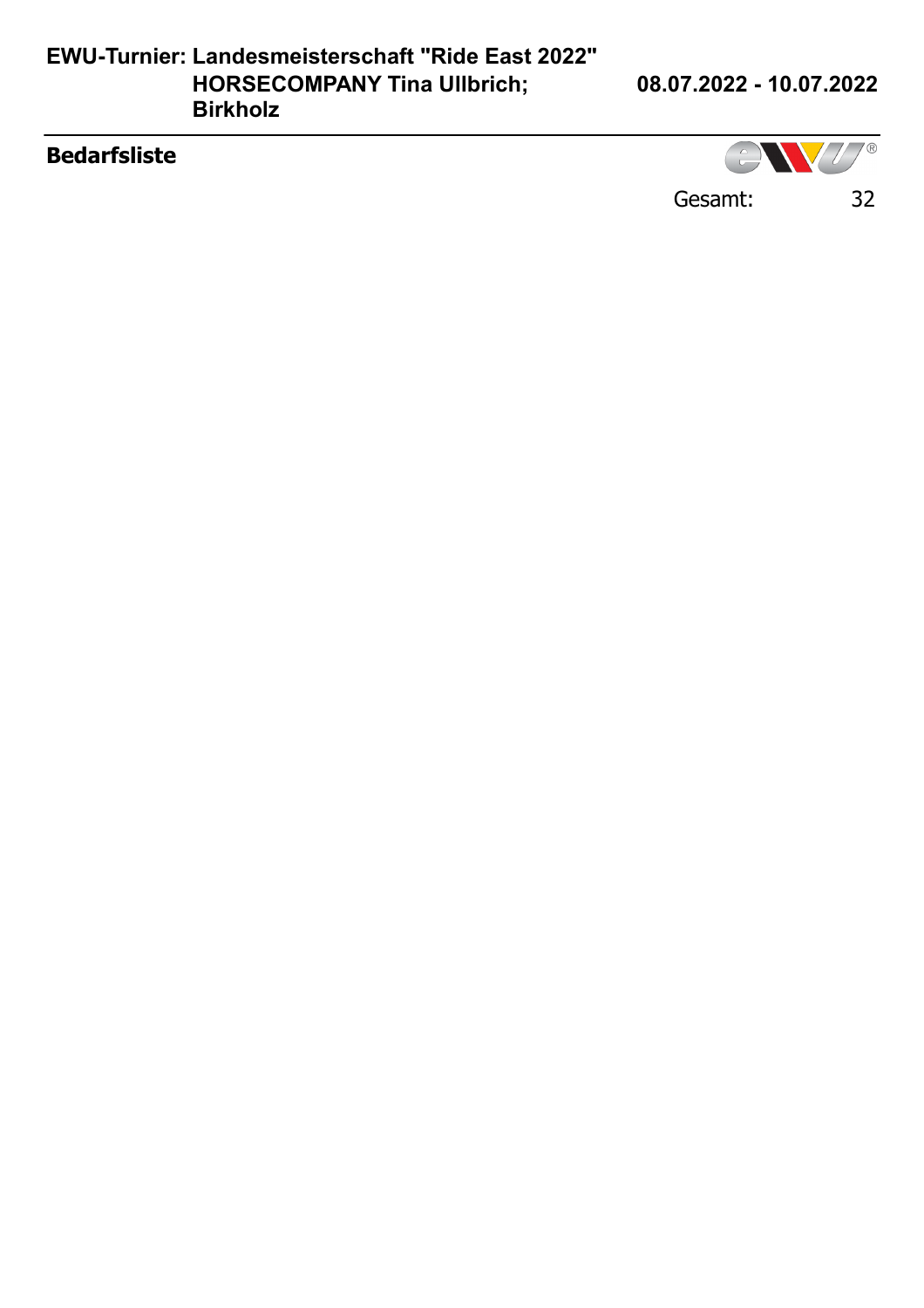**EWU-Turnier: Landesmeisterschaft "Ride East 2022" HORSECOMPANY Tina Ullbrich; Birkholz**

**08.07.2022 - 10.07.2022**

## Bedarfsliste

Gesamt: 32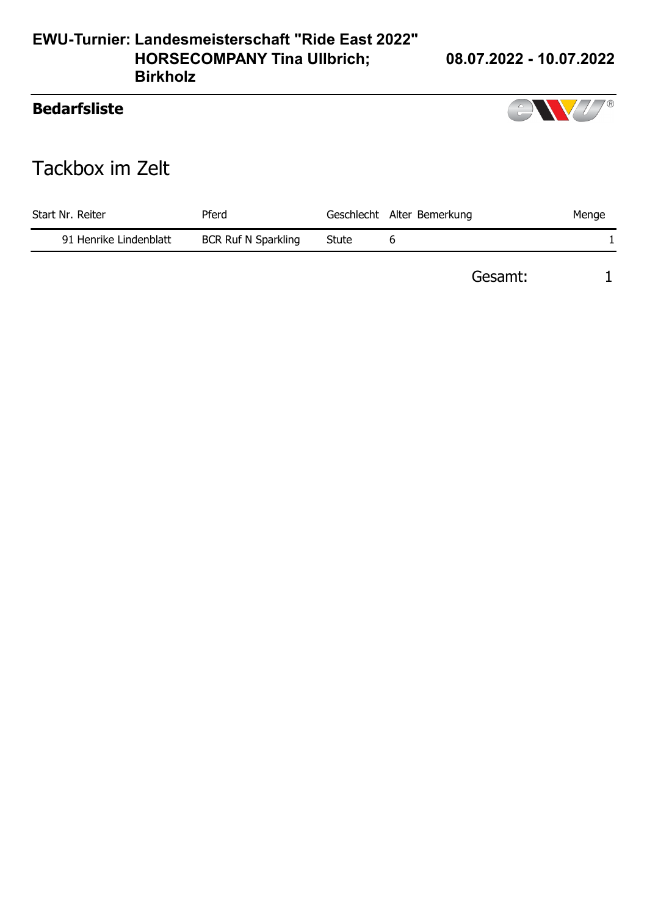# EWU-Turnier: Landesmeisterschaft "Ride East 2022" HORSECOMPANY Tina Ullbrich; Birkholz

**08.07.2022 - 10.07.2022**

## Bedarfsliste

## Tackbox im Zelt

| Start Nr. | Reiter | Pferd | Geschlecht | Alter | Bemerkung | Menge |
|---|---|---|---|---|---|---|
| 91 | Henrike Lindenblatt | BCR Ruf N Sparkling | Stute | 6 | | 1 |

Gesamt: 1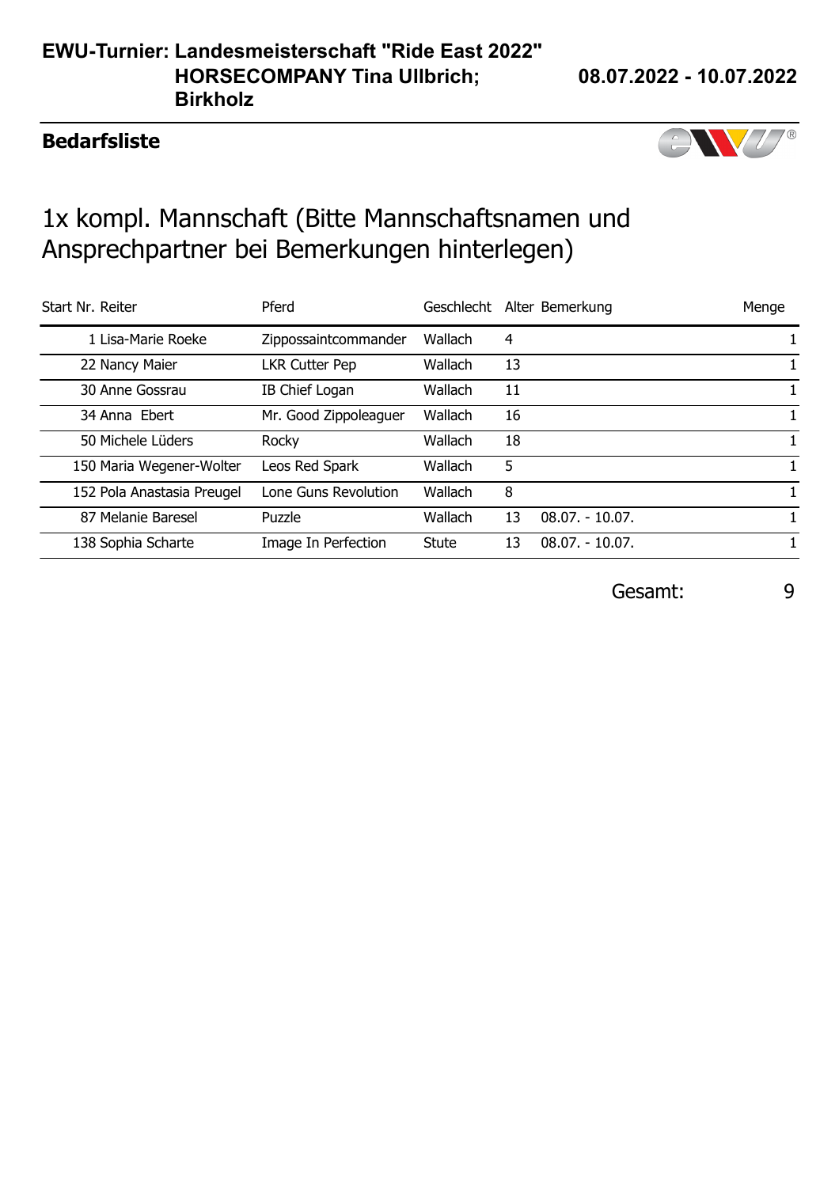## EWU-Turnier: Landesmeisterschaft "Ride East 2022" HORSECOMPANY Tina Ullbrich; Birkholz

**08.07.2022 - 10.07.2022**

**Bedarfsliste**

# 1x kompl. Mannschaft (Bitte Mannschaftsnamen und Ansprechpartner bei Bemerkungen hinterlegen)

| Start Nr. | Reiter | Pferd | Geschlecht | Alter | Bemerkung | Menge |
|---|---|---|---|---|---|---|
| 1 | Lisa-Marie Roeke | Zippossaintcommander | Wallach | 4 | | 1 |
| 22 | Nancy Maier | LKR Cutter Pep | Wallach | 13 | | 1 |
| 30 | Anne Gossrau | IB Chief Logan | Wallach | 11 | | 1 |
| 34 | Anna Ebert | Mr. Good Zippoleaguer | Wallach | 16 | | 1 |
| 50 | Michele Lüders | Rocky | Wallach | 18 | | 1 |
| 150 | Maria Wegener-Wolter | Leos Red Spark | Wallach | 5 | | 1 |
| 152 | Pola Anastasia Preugel | Lone Guns Revolution | Wallach | 8 | | 1 |
| 87 | Melanie Baresel | Puzzle | Wallach | 13 | 08.07. - 10.07. | 1 |
| 138 | Sophia Scharte | Image In Perfection | Stute | 13 | 08.07. - 10.07. | 1 |

Gesamt: 9